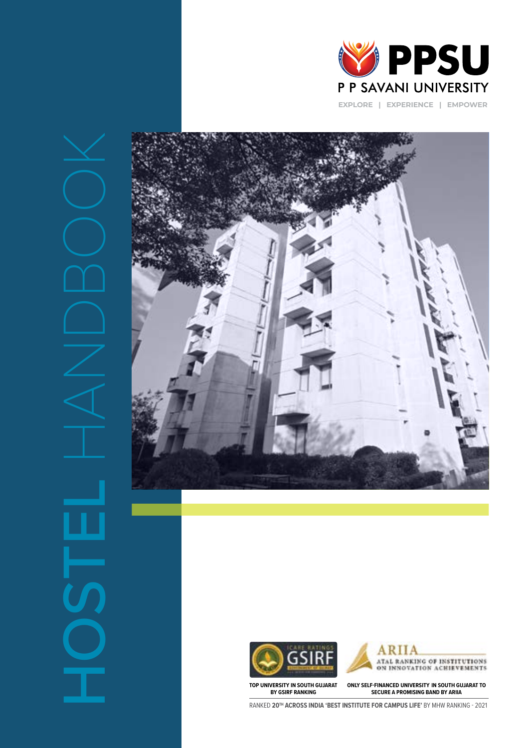# HOSTEL HANDBOOK

**PPSU**

P P SAVANI UNIVERSITY

EXPLORE | EXPERIENCE | EMPOWER

ICARE RATINGS GSIRF

ARIIA – ATAL RANKING OF INSTITUTIONS ON INNOVATION ACHIEVEMENTS

**TOP UNIVERSITY IN SOUTH GUJARAT BY GSIRF RANKING**

**ONLY SELF-FINANCED UNIVERSITY IN SOUTH GUJARAT TO SECURE A PROMISING BAND BY ARIIA**

RANKED **20TH ACROSS INDIA 'BEST INSTITUTE FOR CAMPUS LIFE'** BY MHW RANKING - 2021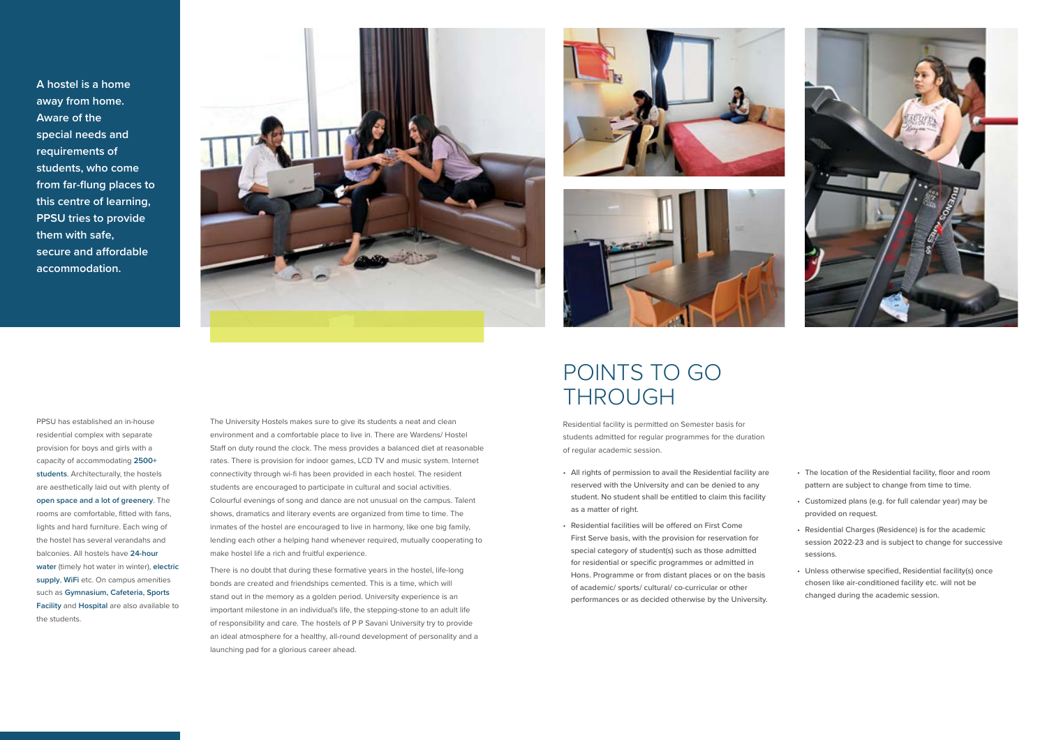**A hostel is a home away from home. Aware of the special needs and requirements of students, who come from far-flung places to this centre of learning, PPSU tries to provide them with safe, secure and affordable accommodation.**

PPSU has established an in-house residential complex with separate provision for boys and girls with a capacity of accommodating **2500+ students**. Architecturally, the hostels are aesthetically laid out with plenty of **open space and a lot of greenery**. The rooms are comfortable, fitted with fans, lights and hard furniture. Each wing of the hostel has several verandahs and balconies. All hostels have **24-hour water** (timely hot water in winter), **electric supply**, **WiFi** etc. On campus amenities such as **Gymnasium, Cafeteria, Sports Facility** and **Hospital** are also available to the students.

The University Hostels makes sure to give its students a neat and clean environment and a comfortable place to live in. There are Wardens/ Hostel Staff on duty round the clock. The mess provides a balanced diet at reasonable rates. There is provision for indoor games, LCD TV and music system. Internet connectivity through wi-fi has been provided in each hostel. The resident students are encouraged to participate in cultural and social activities. Colourful evenings of song and dance are not unusual on the campus. Talent shows, dramatics and literary events are organized from time to time. The inmates of the hostel are encouraged to live in harmony, like one big family, lending each other a helping hand whenever required, mutually cooperating to make hostel life a rich and fruitful experience.

There is no doubt that during these formative years in the hostel, life-long bonds are created and friendships cemented. This is a time, which will stand out in the memory as a golden period. University experience is an important milestone in an individual's life, the stepping-stone to an adult life of responsibility and care. The hostels of P P Savani University try to provide an ideal atmosphere for a healthy, all-round development of personality and a launching pad for a glorious career ahead.

# POINTS TO GO THROUGH

Residential facility is permitted on Semester basis for students admitted for regular programmes for the duration of regular academic session.

- All rights of permission to avail the Residential facility are reserved with the University and can be denied to any student. No student shall be entitled to claim this facility as a matter of right.
- Residential facilities will be offered on First Come First Serve basis, with the provision for reservation for special category of student(s) such as those admitted for residential or specific programmes or admitted in Hons. Programme or from distant places or on the basis of academic/ sports/ cultural/ co-curricular or other performances or as decided otherwise by the University.
- The location of the Residential facility, floor and room pattern are subject to change from time to time.
- Customized plans (e.g. for full calendar year) may be provided on request.
- Residential Charges (Residence) is for the academic session 2022-23 and is subject to change for successive sessions.
- Unless otherwise specified, Residential facility(s) once chosen like air-conditioned facility etc. will not be changed during the academic session.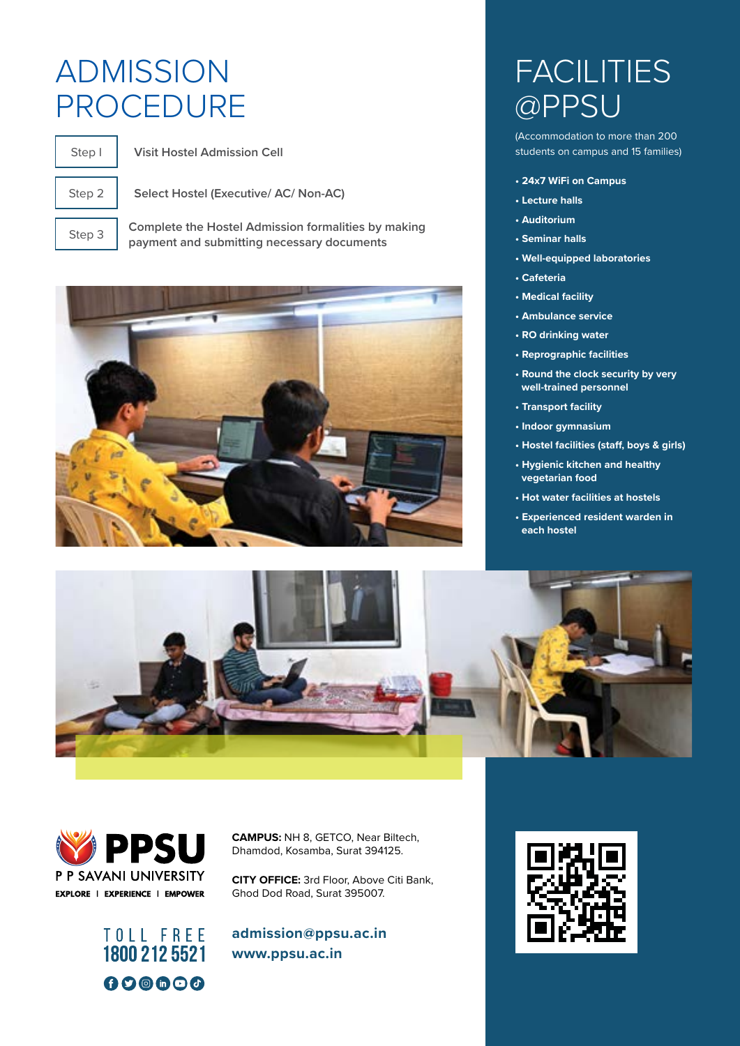# ADMISSION PROCEDURE

| | |
|---|---|
| Step I | Visit Hostel Admission Cell |
| Step 2 | Select Hostel (Executive/ AC/ Non-AC) |
| Step 3 | Complete the Hostel Admission formalities by making payment and submitting necessary documents |

# FACILITIES @PPSU

(Accommodation to more than 200 students on campus and 15 families)

- **24x7 WiFi on Campus**
- **Lecture halls**
- **Auditorium**
- **Seminar halls**
- **Well-equipped laboratories**
- **Cafeteria**
- **Medical facility**
- **Ambulance service**
- **RO drinking water**
- **Reprographic facilities**
- **Round the clock security by very well-trained personnel**
- **Transport facility**
- **Indoor gymnasium**
- **Hostel facilities (staff, boys & girls)**
- **Hygienic kitchen and healthy vegetarian food**
- **Hot water facilities at hostels**
- **Experienced resident warden in each hostel**

**PPSU**
P P SAVANI UNIVERSITY
EXPLORE | EXPERIENCE | EMPOWER

**CAMPUS:** NH 8, GETCO, Near Biltech, Dhamdod, Kosamba, Surat 394125.

**CITY OFFICE:** 3rd Floor, Above Citi Bank, Ghod Dod Road, Surat 395007.

TOLL FREE
1800 212 5521

**admission@ppsu.ac.in**
**www.ppsu.ac.in**